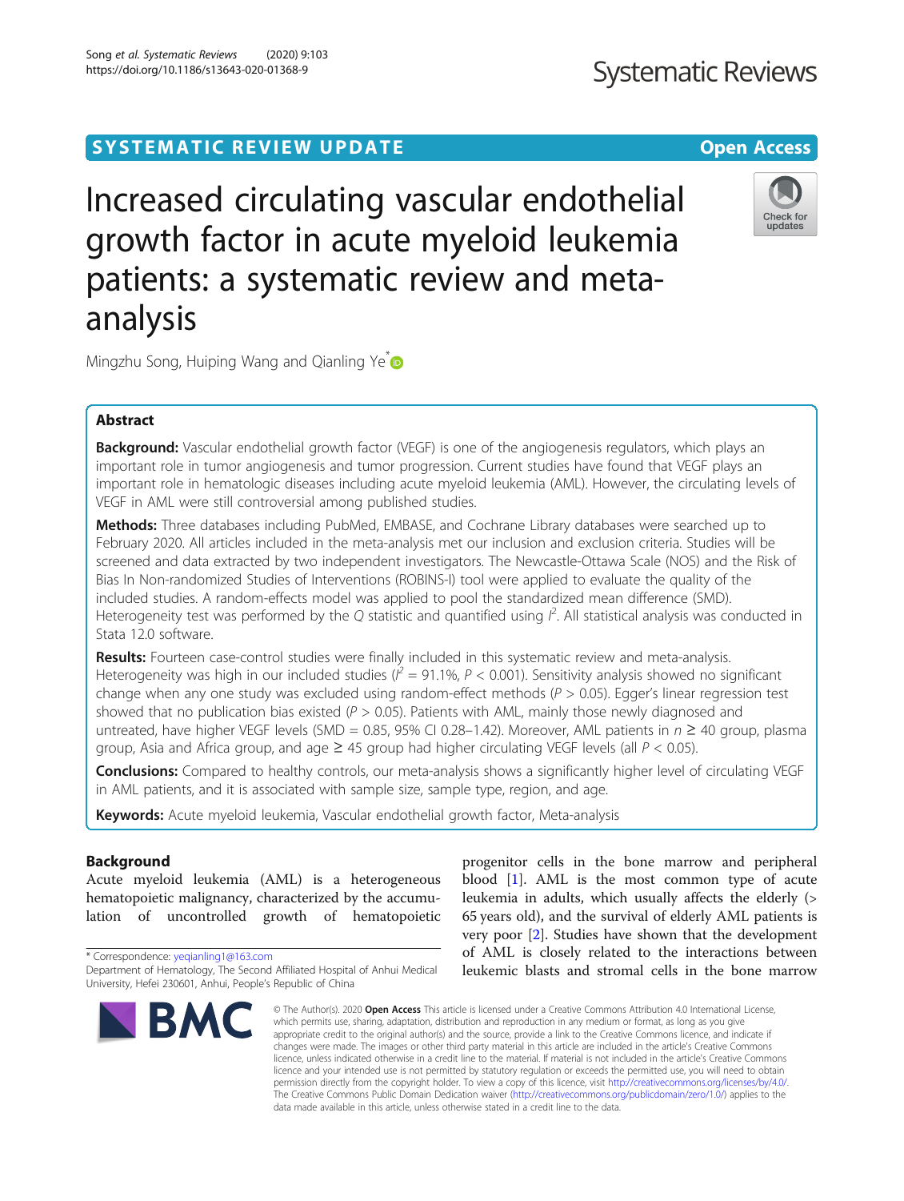SYSTEMATIC REVIEW UPDATE

Open Access

# Increased circulating vascular endothelial growth factor in acute myeloid leukemia patients: a systematic review and meta-analysis

Mingzhu Song, Huiping Wang and Qianling Ye*

## Abstract

**Background:** Vascular endothelial growth factor (VEGF) is one of the angiogenesis regulators, which plays an important role in tumor angiogenesis and tumor progression. Current studies have found that VEGF plays an important role in hematologic diseases including acute myeloid leukemia (AML). However, the circulating levels of VEGF in AML were still controversial among published studies.

**Methods:** Three databases including PubMed, EMBASE, and Cochrane Library databases were searched up to February 2020. All articles included in the meta-analysis met our inclusion and exclusion criteria. Studies will be screened and data extracted by two independent investigators. The Newcastle-Ottawa Scale (NOS) and the Risk of Bias In Non-randomized Studies of Interventions (ROBINS-I) tool were applied to evaluate the quality of the included studies. A random-effects model was applied to pool the standardized mean difference (SMD). Heterogeneity test was performed by the *Q* statistic and quantified using $I^2$. All statistical analysis was conducted in Stata 12.0 software.

**Results:** Fourteen case-control studies were finally included in this systematic review and meta-analysis. Heterogeneity was high in our included studies ($I^2 = 91.1\%$, $P < 0.001$). Sensitivity analysis showed no significant change when any one study was excluded using random-effect methods ($P > 0.05$). Egger's linear regression test showed that no publication bias existed ($P > 0.05$). Patients with AML, mainly those newly diagnosed and untreated, have higher VEGF levels (SMD = 0.85, 95% CI 0.28–1.42). Moreover, AML patients in $n \geq 40$ group, plasma group, Asia and Africa group, and age ≥ 45 group had higher circulating VEGF levels (all $P < 0.05$).

**Conclusions:** Compared to healthy controls, our meta-analysis shows a significantly higher level of circulating VEGF in AML patients, and it is associated with sample size, sample type, region, and age.

**Keywords:** Acute myeloid leukemia, Vascular endothelial growth factor, Meta-analysis

## Background

Acute myeloid leukemia (AML) is a heterogeneous hematopoietic malignancy, characterized by the accumulation of uncontrolled growth of hematopoietic progenitor cells in the bone marrow and peripheral blood [1]. AML is the most common type of acute leukemia in adults, which usually affects the elderly (> 65 years old), and the survival of elderly AML patients is very poor [2]. Studies have shown that the development of AML is closely related to the interactions between leukemic blasts and stromal cells in the bone marrow

* Correspondence: yeqianling1@163.com
Department of Hematology, The Second Affiliated Hospital of Anhui Medical University, Hefei 230601, Anhui, People's Republic of China

© The Author(s). 2020 **Open Access** This article is licensed under a Creative Commons Attribution 4.0 International License, which permits use, sharing, adaptation, distribution and reproduction in any medium or format, as long as you give appropriate credit to the original author(s) and the source, provide a link to the Creative Commons licence, and indicate if changes were made. The images or other third party material in this article are included in the article's Creative Commons licence, unless indicated otherwise in a credit line to the material. If material is not included in the article's Creative Commons licence and your intended use is not permitted by statutory regulation or exceeds the permitted use, you will need to obtain permission directly from the copyright holder. To view a copy of this licence, visit http://creativecommons.org/licenses/by/4.0/. The Creative Commons Public Domain Dedication waiver (http://creativecommons.org/publicdomain/zero/1.0/) applies to the data made available in this article, unless otherwise stated in a credit line to the data.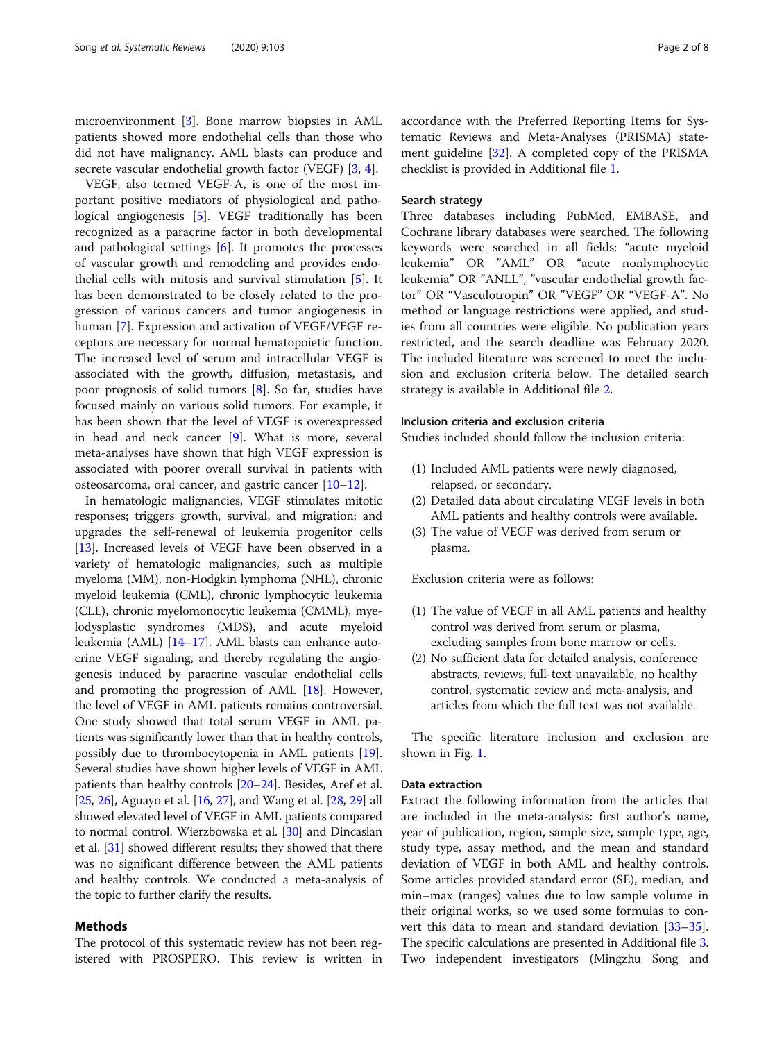microenvironment [3]. Bone marrow biopsies in AML patients showed more endothelial cells than those who did not have malignancy. AML blasts can produce and secrete vascular endothelial growth factor (VEGF) [3, 4].

VEGF, also termed VEGF-A, is one of the most important positive mediators of physiological and pathological angiogenesis [5]. VEGF traditionally has been recognized as a paracrine factor in both developmental and pathological settings [6]. It promotes the processes of vascular growth and remodeling and provides endothelial cells with mitosis and survival stimulation [5]. It has been demonstrated to be closely related to the progression of various cancers and tumor angiogenesis in human [7]. Expression and activation of VEGF/VEGF receptors are necessary for normal hematopoietic function. The increased level of serum and intracellular VEGF is associated with the growth, diffusion, metastasis, and poor prognosis of solid tumors [8]. So far, studies have focused mainly on various solid tumors. For example, it has been shown that the level of VEGF is overexpressed in head and neck cancer [9]. What is more, several meta-analyses have shown that high VEGF expression is associated with poorer overall survival in patients with osteosarcoma, oral cancer, and gastric cancer [10–12].

In hematologic malignancies, VEGF stimulates mitotic responses; triggers growth, survival, and migration; and upgrades the self-renewal of leukemia progenitor cells [13]. Increased levels of VEGF have been observed in a variety of hematologic malignancies, such as multiple myeloma (MM), non-Hodgkin lymphoma (NHL), chronic myeloid leukemia (CML), chronic lymphocytic leukemia (CLL), chronic myelomonocytic leukemia (CMML), myelodysplastic syndromes (MDS), and acute myeloid leukemia (AML) [14–17]. AML blasts can enhance autocrine VEGF signaling, and thereby regulating the angiogenesis induced by paracrine vascular endothelial cells and promoting the progression of AML [18]. However, the level of VEGF in AML patients remains controversial. One study showed that total serum VEGF in AML patients was significantly lower than that in healthy controls, possibly due to thrombocytopenia in AML patients [19]. Several studies have shown higher levels of VEGF in AML patients than healthy controls [20–24]. Besides, Aref et al. [25, 26], Aguayo et al. [16, 27], and Wang et al. [28, 29] all showed elevated level of VEGF in AML patients compared to normal control. Wierzbowska et al. [30] and Dincaslan et al. [31] showed different results; they showed that there was no significant difference between the AML patients and healthy controls. We conducted a meta-analysis of the topic to further clarify the results.

## Methods

The protocol of this systematic review has not been registered with PROSPERO. This review is written in accordance with the Preferred Reporting Items for Systematic Reviews and Meta-Analyses (PRISMA) statement guideline [32]. A completed copy of the PRISMA checklist is provided in Additional file 1.

### Search strategy

Three databases including PubMed, EMBASE, and Cochrane library databases were searched. The following keywords were searched in all fields: "acute myeloid leukemia" OR "AML" OR "acute nonlymphocytic leukemia" OR "ANLL", "vascular endothelial growth factor" OR "Vasculotropin" OR "VEGF" OR "VEGF-A". No method or language restrictions were applied, and studies from all countries were eligible. No publication years restricted, and the search deadline was February 2020. The included literature was screened to meet the inclusion and exclusion criteria below. The detailed search strategy is available in Additional file 2.

### Inclusion criteria and exclusion criteria

Studies included should follow the inclusion criteria:

1. Included AML patients were newly diagnosed, relapsed, or secondary.
2. Detailed data about circulating VEGF levels in both AML patients and healthy controls were available.
3. The value of VEGF was derived from serum or plasma.

Exclusion criteria were as follows:

1. The value of VEGF in all AML patients and healthy control was derived from serum or plasma, excluding samples from bone marrow or cells.
2. No sufficient data for detailed analysis, conference abstracts, reviews, full-text unavailable, no healthy control, systematic review and meta-analysis, and articles from which the full text was not available.

The specific literature inclusion and exclusion are shown in Fig. 1.

### Data extraction

Extract the following information from the articles that are included in the meta-analysis: first author's name, year of publication, region, sample size, sample type, age, study type, assay method, and the mean and standard deviation of VEGF in both AML and healthy controls. Some articles provided standard error (SE), median, and min–max (ranges) values due to low sample volume in their original works, so we used some formulas to convert this data to mean and standard deviation [33–35]. The specific calculations are presented in Additional file 3. Two independent investigators (Mingzhu Song and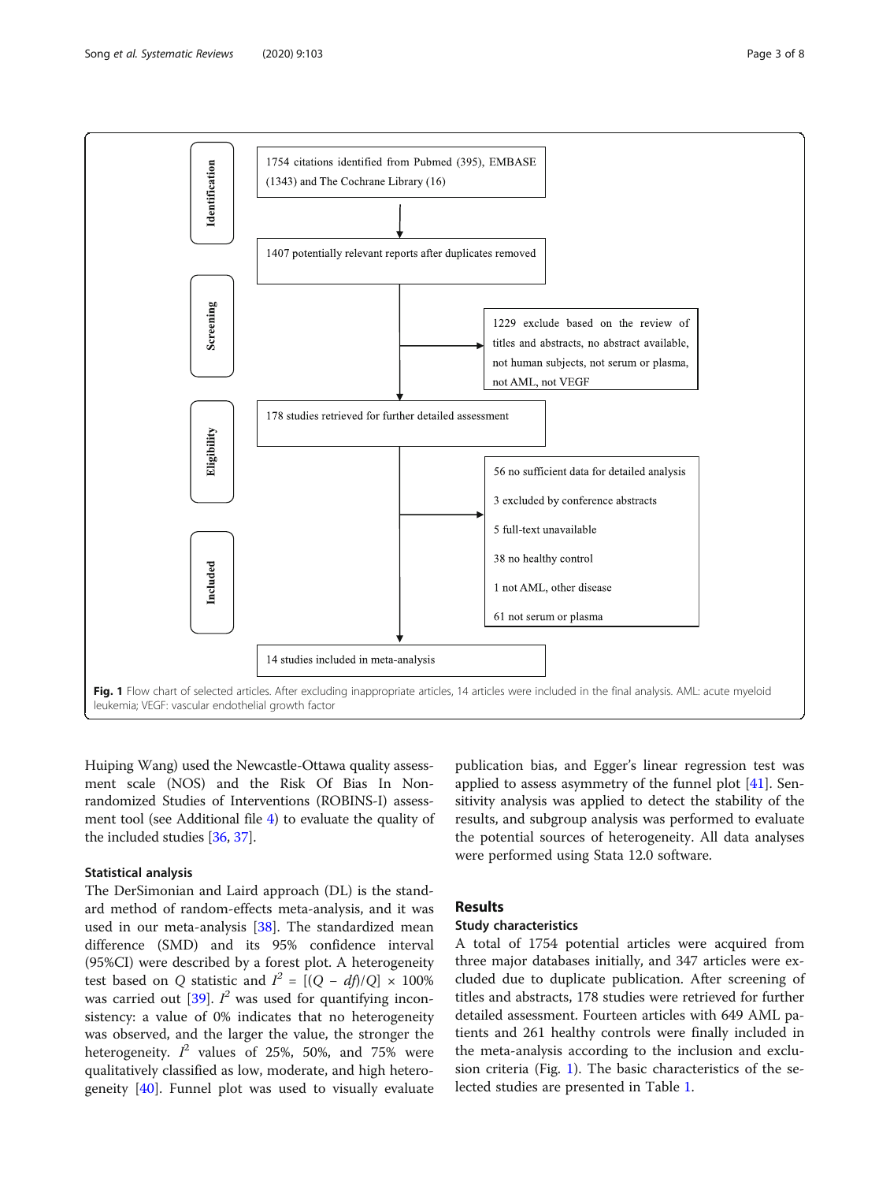Identification

1754 citations identified from Pubmed (395), EMBASE (1343) and The Cochrane Library (16)

1407 potentially relevant reports after duplicates removed

Screening

1229 exclude based on the review of titles and abstracts, no abstract available, not human subjects, not serum or plasma, not AML, not VEGF

Eligibility

178 studies retrieved for further detailed assessment

56 no sufficient data for detailed analysis

3 excluded by conference abstracts

5 full-text unavailable

38 no healthy control

1 not AML, other disease

61 not serum or plasma

Included

14 studies included in meta-analysis

**Fig. 1** Flow chart of selected articles. After excluding inappropriate articles, 14 articles were included in the final analysis. AML: acute myeloid leukemia; VEGF: vascular endothelial growth factor

Huiping Wang) used the Newcastle-Ottawa quality assessment scale (NOS) and the Risk Of Bias In Non-randomized Studies of Interventions (ROBINS-I) assessment tool (see Additional file 4) to evaluate the quality of the included studies [36, 37].

### Statistical analysis

The DerSimonian and Laird approach (DL) is the standard method of random-effects meta-analysis, and it was used in our meta-analysis [38]. The standardized mean difference (SMD) and its 95% confidence interval (95%CI) were described by a forest plot. A heterogeneity test based on $Q$ statistic and $I^2 = [(Q - df)/Q] \times 100\%$ was carried out [39]. $I^2$ was used for quantifying inconsistency: a value of 0% indicates that no heterogeneity was observed, and the larger the value, the stronger the heterogeneity. $I^2$ values of 25%, 50%, and 75% were qualitatively classified as low, moderate, and high heterogeneity [40]. Funnel plot was used to visually evaluate publication bias, and Egger's linear regression test was applied to assess asymmetry of the funnel plot [41]. Sensitivity analysis was applied to detect the stability of the results, and subgroup analysis was performed to evaluate the potential sources of heterogeneity. All data analyses were performed using Stata 12.0 software.

## Results

### Study characteristics

A total of 1754 potential articles were acquired from three major databases initially, and 347 articles were excluded due to duplicate publication. After screening of titles and abstracts, 178 studies were retrieved for further detailed assessment. Fourteen articles with 649 AML patients and 261 healthy controls were finally included in the meta-analysis according to the inclusion and exclusion criteria (Fig. 1). The basic characteristics of the selected studies are presented in Table 1.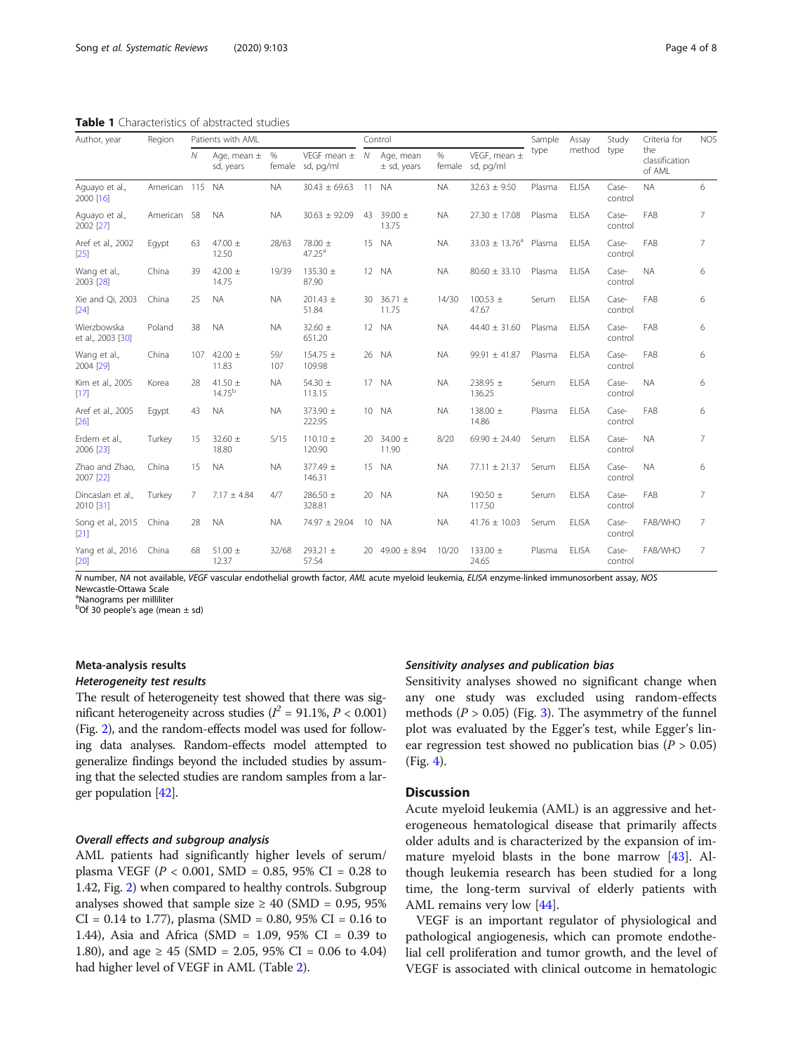**Table 1** Characteristics of abstracted studies

| Author, year | Region | Patients with AML | | | | Control | | | | Sample type | Assay method | Study type | Criteria for the classification of AML | NOS |
|---|---|---|---|---|---|---|---|---|---|---|---|---|---|---|
| | | N | Age, mean ± sd, years | % female | VEGF mean ± sd, pg/ml | N | Age, mean ± sd, years | % female | VEGF, mean ± sd, pg/ml | | | | | |
| Aguayo et al., 2000 [16] | American | 115 | NA | NA | 30.43 ± 69.63 | 11 | NA | NA | 32.63 ± 9.50 | Plasma | ELISA | Case-control | NA | 6 |
| Aguayo et al., 2002 [27] | American | 58 | NA | NA | 30.63 ± 92.09 | 43 | 39.00 ± 13.75 | NA | 27.30 ± 17.08 | Plasma | ELISA | Case-control | FAB | 7 |
| Aref et al., 2002 [25] | Egypt | 63 | 47.00 ± 12.50 | 28/63 | 78.00 ± 47.25[a] | 15 | NA | NA | 33.03 ± 13.76[a] | Plasma | ELISA | Case-control | FAB | 7 |
| Wang et al., 2003 [28] | China | 39 | 42.00 ± 14.75 | 19/39 | 135.30 ± 87.90 | 12 | NA | NA | 80.60 ± 33.10 | Plasma | ELISA | Case-control | NA | 6 |
| Xie and Qi, 2003 [24] | China | 25 | NA | NA | 201.43 ± 51.84 | 30 | 36.71 ± 11.75 | 14/30 | 100.53 ± 47.67 | Serum | ELISA | Case-control | FAB | 6 |
| Wierzbowska et al., 2003 [30] | Poland | 38 | NA | NA | 32.60 ± 651.20 | 12 | NA | NA | 44.40 ± 31.60 | Plasma | ELISA | Case-control | FAB | 6 |
| Wang et al., 2004 [29] | China | 107 | 42.00 ± 11.83 | 59/107 | 154.75 ± 109.98 | 26 | NA | NA | 99.91 ± 41.87 | Plasma | ELISA | Case-control | FAB | 6 |
| Kim et al., 2005 [17] | Korea | 28 | 41.50 ± 14.75[b] | NA | 54.30 ± 113.15 | 17 | NA | NA | 238.95 ± 136.25 | Serum | ELISA | Case-control | NA | 6 |
| Aref et al., 2005 [26] | Egypt | 43 | NA | NA | 373.90 ± 222.95 | 10 | NA | NA | 138.00 ± 14.86 | Plasma | ELISA | Case-control | FAB | 6 |
| Erdem et al., 2006 [23] | Turkey | 15 | 32.60 ± 18.80 | 5/15 | 110.10 ± 120.90 | 20 | 34.00 ± 11.90 | 8/20 | 69.90 ± 24.40 | Serum | ELISA | Case-control | NA | 7 |
| Zhao and Zhao, 2007 [22] | China | 15 | NA | NA | 377.49 ± 146.31 | 15 | NA | NA | 77.11 ± 21.37 | Serum | ELISA | Case-control | NA | 6 |
| Dincaslan et al., 2010 [31] | Turkey | 7 | 7.17 ± 4.84 | 4/7 | 286.50 ± 328.81 | 20 | NA | NA | 190.50 ± 117.50 | Serum | ELISA | Case-control | FAB | 7 |
| Song et al., 2015 [21] | China | 28 | NA | NA | 74.97 ± 29.04 | 10 | NA | NA | 41.76 ± 10.03 | Serum | ELISA | Case-control | FAB/WHO | 7 |
| Yang et al., 2016 [20] | China | 68 | 51.00 ± 12.37 | 32/68 | 293.21 ± 57.54 | 20 | 49.00 ± 8.94 | 10/20 | 133.00 ± 24.65 | Plasma | ELISA | Case-control | FAB/WHO | 7 |

*N* number, *NA* not available, *VEGF* vascular endothelial growth factor, *AML* acute myeloid leukemia, *ELISA* enzyme-linked immunosorbent assay, *NOS* Newcastle-Ottawa Scale
[a]Nanograms per milliliter
[b]Of 30 people's age (mean ± sd)

### Meta-analysis results

#### Heterogeneity test results

The result of heterogeneity test showed that there was significant heterogeneity across studies ($I^2 = 91.1\%$, $P < 0.001$) (Fig. 2), and the random-effects model was used for following data analyses. Random-effects model attempted to generalize findings beyond the included studies by assuming that the selected studies are random samples from a larger population [42].

#### Overall effects and subgroup analysis

AML patients had significantly higher levels of serum/plasma VEGF ($P < 0.001$, SMD = 0.85, 95% CI = 0.28 to 1.42, Fig. 2) when compared to healthy controls. Subgroup analyses showed that sample size ≥ 40 (SMD = 0.95, 95% CI = 0.14 to 1.77), plasma (SMD = 0.80, 95% CI = 0.16 to 1.44), Asia and Africa (SMD = 1.09, 95% CI = 0.39 to 1.80), and age ≥ 45 (SMD = 2.05, 95% CI = 0.06 to 4.04) had higher level of VEGF in AML (Table 2).

#### Sensitivity analyses and publication bias

Sensitivity analyses showed no significant change when any one study was excluded using random-effects methods ($P > 0.05$) (Fig. 3). The asymmetry of the funnel plot was evaluated by the Egger's test, while Egger's linear regression test showed no publication bias ($P > 0.05$) (Fig. 4).

## Discussion

Acute myeloid leukemia (AML) is an aggressive and heterogeneous hematological disease that primarily affects older adults and is characterized by the expansion of immature myeloid blasts in the bone marrow [43]. Although leukemia research has been studied for a long time, the long-term survival of elderly patients with AML remains very low [44].

VEGF is an important regulator of physiological and pathological angiogenesis, which can promote endothelial cell proliferation and tumor growth, and the level of VEGF is associated with clinical outcome in hematologic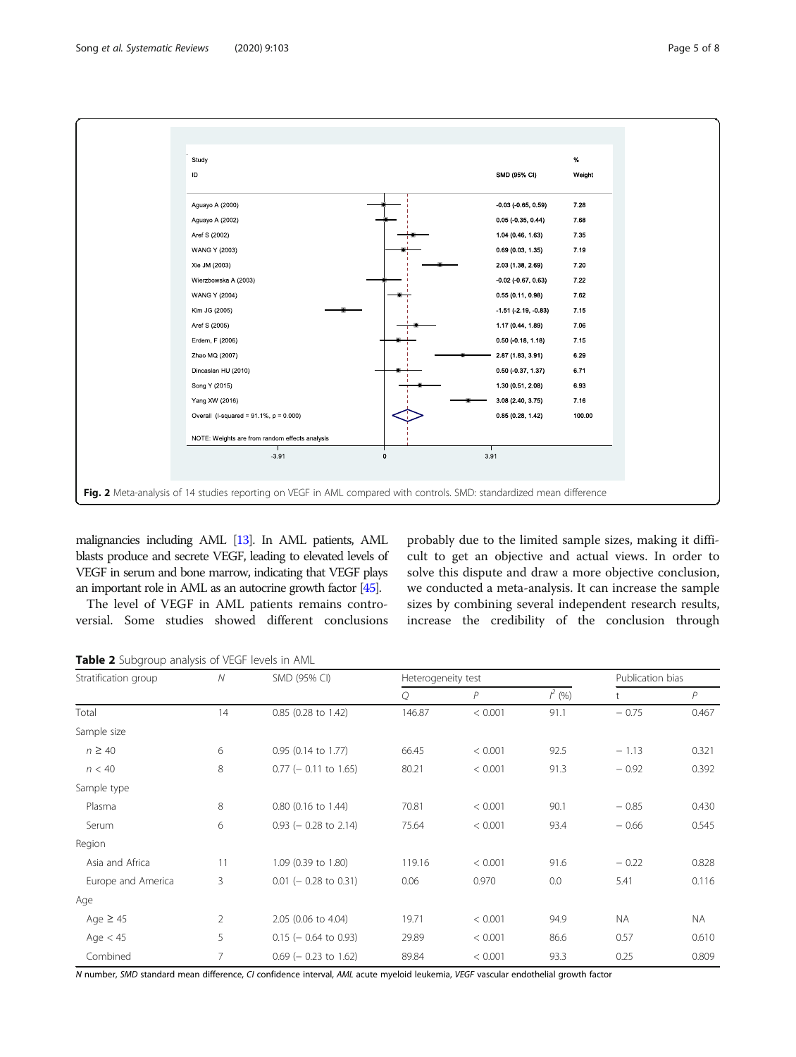| Study ID | SMD (95% CI) | % Weight |
|---|---|---|
| Aguayo A (2000) | -0.03 (-0.65, 0.59) | 7.28 |
| Aguayo A (2002) | 0.05 (-0.35, 0.44) | 7.68 |
| Aref S (2002) | 1.04 (0.46, 1.63) | 7.35 |
| WANG Y (2003) | 0.69 (0.03, 1.35) | 7.19 |
| Xie JM (2003) | 2.03 (1.38, 2.69) | 7.20 |
| Wierzbowska A (2003) | -0.02 (-0.67, 0.63) | 7.22 |
| WANG Y (2004) | 0.55 (0.11, 0.98) | 7.62 |
| Kim JG (2005) | -1.51 (-2.19, -0.83) | 7.15 |
| Aref S (2005) | 1.17 (0.44, 1.89) | 7.06 |
| Erdem, F (2006) | 0.50 (-0.18, 1.18) | 7.15 |
| Zhao MQ (2007) | 2.87 (1.83, 3.91) | 6.29 |
| Dincaslan HU (2010) | 0.50 (-0.37, 1.37) | 6.71 |
| Song Y (2015) | 1.30 (0.51, 2.08) | 6.93 |
| Yang XW (2016) | 3.08 (2.40, 3.75) | 7.16 |
| Overall (I-squared = 91.1%, p = 0.000) | 0.85 (0.28, 1.42) | 100.00 |

NOTE: Weights are from random effects analysis

**Fig. 2** Meta-analysis of 14 studies reporting on VEGF in AML compared with controls. SMD: standardized mean difference

malignancies including AML [13]. In AML patients, AML blasts produce and secrete VEGF, leading to elevated levels of VEGF in serum and bone marrow, indicating that VEGF plays an important role in AML as an autocrine growth factor [45].

The level of VEGF in AML patients remains controversial. Some studies showed different conclusions probably due to the limited sample sizes, making it difficult to get an objective and actual views. In order to solve this dispute and draw a more objective conclusion, we conducted a meta-analysis. It can increase the sample sizes by combining several independent research results, increase the credibility of the conclusion through

**Table 2** Subgroup analysis of VEGF levels in AML

| Stratification group | *N* | SMD (95% CI) | Heterogeneity test | | | Publication bias | |
|---|---|---|---|---|---|---|---|
| | | | *Q* | *P* | $I^2$ (%) | t | *P* |
| Total | 14 | 0.85 (0.28 to 1.42) | 146.87 | < 0.001 | 91.1 | − 0.75 | 0.467 |
| Sample size | | | | | | | |
| $n \geq 40$ | 6 | 0.95 (0.14 to 1.77) | 66.45 | < 0.001 | 92.5 | − 1.13 | 0.321 |
| $n < 40$ | 8 | 0.77 (− 0.11 to 1.65) | 80.21 | < 0.001 | 91.3 | − 0.92 | 0.392 |
| Sample type | | | | | | | |
| Plasma | 8 | 0.80 (0.16 to 1.44) | 70.81 | < 0.001 | 90.1 | − 0.85 | 0.430 |
| Serum | 6 | 0.93 (− 0.28 to 2.14) | 75.64 | < 0.001 | 93.4 | − 0.66 | 0.545 |
| Region | | | | | | | |
| Asia and Africa | 11 | 1.09 (0.39 to 1.80) | 119.16 | < 0.001 | 91.6 | − 0.22 | 0.828 |
| Europe and America | 3 | 0.01 (− 0.28 to 0.31) | 0.06 | 0.970 | 0.0 | 5.41 | 0.116 |
| Age | | | | | | | |
| Age ≥ 45 | 2 | 2.05 (0.06 to 4.04) | 19.71 | < 0.001 | 94.9 | NA | NA |
| Age < 45 | 5 | 0.15 (− 0.64 to 0.93) | 29.89 | < 0.001 | 86.6 | 0.57 | 0.610 |
| Combined | 7 | 0.69 (− 0.23 to 1.62) | 89.84 | < 0.001 | 93.3 | 0.25 | 0.809 |

*N* number, *SMD* standard mean difference, *CI* confidence interval, *AML* acute myeloid leukemia, *VEGF* vascular endothelial growth factor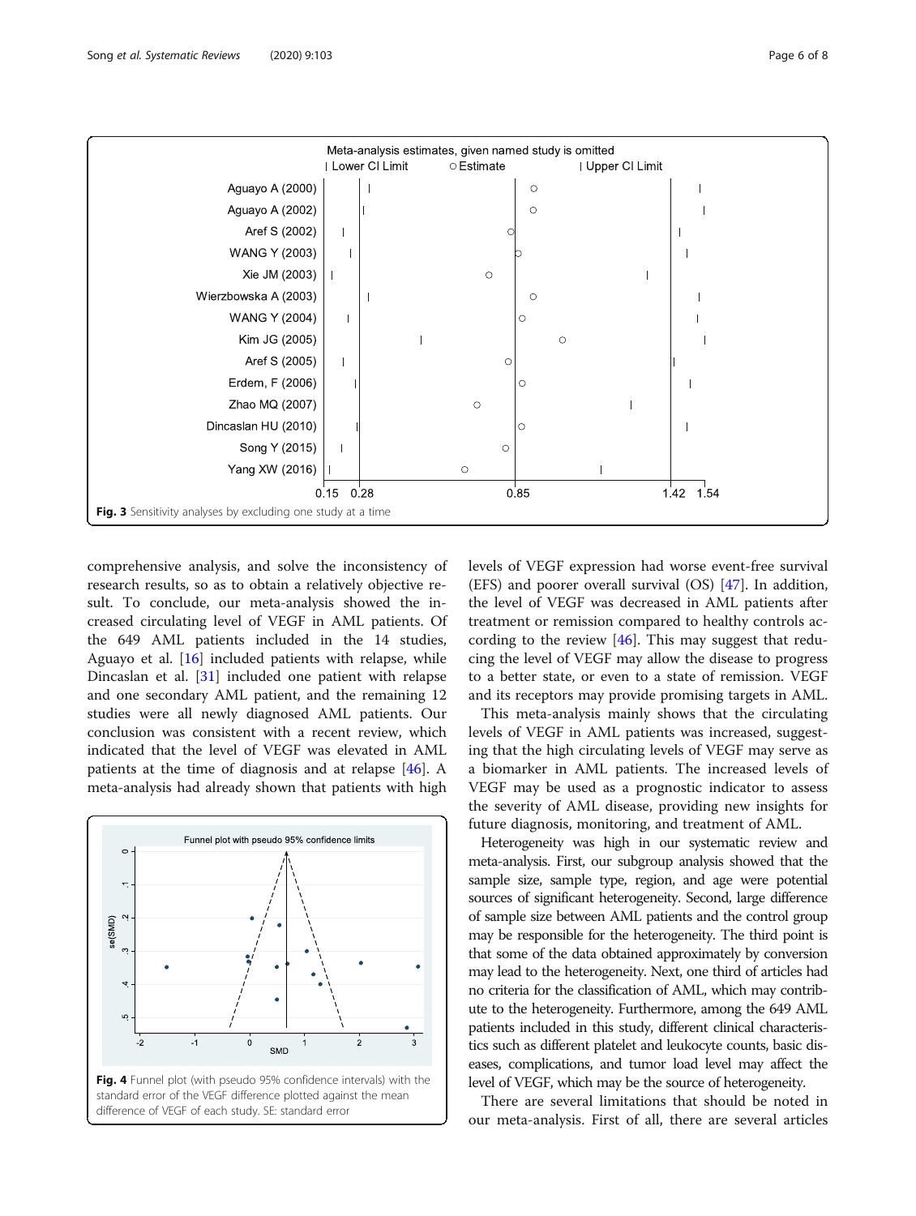Fig. 3 Sensitivity analyses by excluding one study at a time

comprehensive analysis, and solve the inconsistency of research results, so as to obtain a relatively objective result. To conclude, our meta-analysis showed the increased circulating level of VEGF in AML patients. Of the 649 AML patients included in the 14 studies, Aguayo et al. [16] included patients with relapse, while Dincaslan et al. [31] included one patient with relapse and one secondary AML patient, and the remaining 12 studies were all newly diagnosed AML patients. Our conclusion was consistent with a recent review, which indicated that the level of VEGF was elevated in AML patients at the time of diagnosis and at relapse [46]. A meta-analysis had already shown that patients with high levels of VEGF expression had worse event-free survival (EFS) and poorer overall survival (OS) [47]. In addition, the level of VEGF was decreased in AML patients after treatment or remission compared to healthy controls according to the review [46]. This may suggest that reducing the level of VEGF may allow the disease to progress to a better state, or even to a state of remission. VEGF and its receptors may provide promising targets in AML.

Fig. 4 Funnel plot (with pseudo 95% confidence intervals) with the standard error of the VEGF difference plotted against the mean difference of VEGF of each study. SE: standard error

This meta-analysis mainly shows that the circulating levels of VEGF in AML patients was increased, suggesting that the high circulating levels of VEGF may serve as a biomarker in AML patients. The increased levels of VEGF may be used as a prognostic indicator to assess the severity of AML disease, providing new insights for future diagnosis, monitoring, and treatment of AML.

Heterogeneity was high in our systematic review and meta-analysis. First, our subgroup analysis showed that the sample size, sample type, region, and age were potential sources of significant heterogeneity. Second, large difference of sample size between AML patients and the control group may be responsible for the heterogeneity. The third point is that some of the data obtained approximately by conversion may lead to the heterogeneity. Next, one third of articles had no criteria for the classification of AML, which may contribute to the heterogeneity. Furthermore, among the 649 AML patients included in this study, different clinical characteristics such as different platelet and leukocyte counts, basic diseases, complications, and tumor load level may affect the level of VEGF, which may be the source of heterogeneity.

There are several limitations that should be noted in our meta-analysis. First of all, there are several articles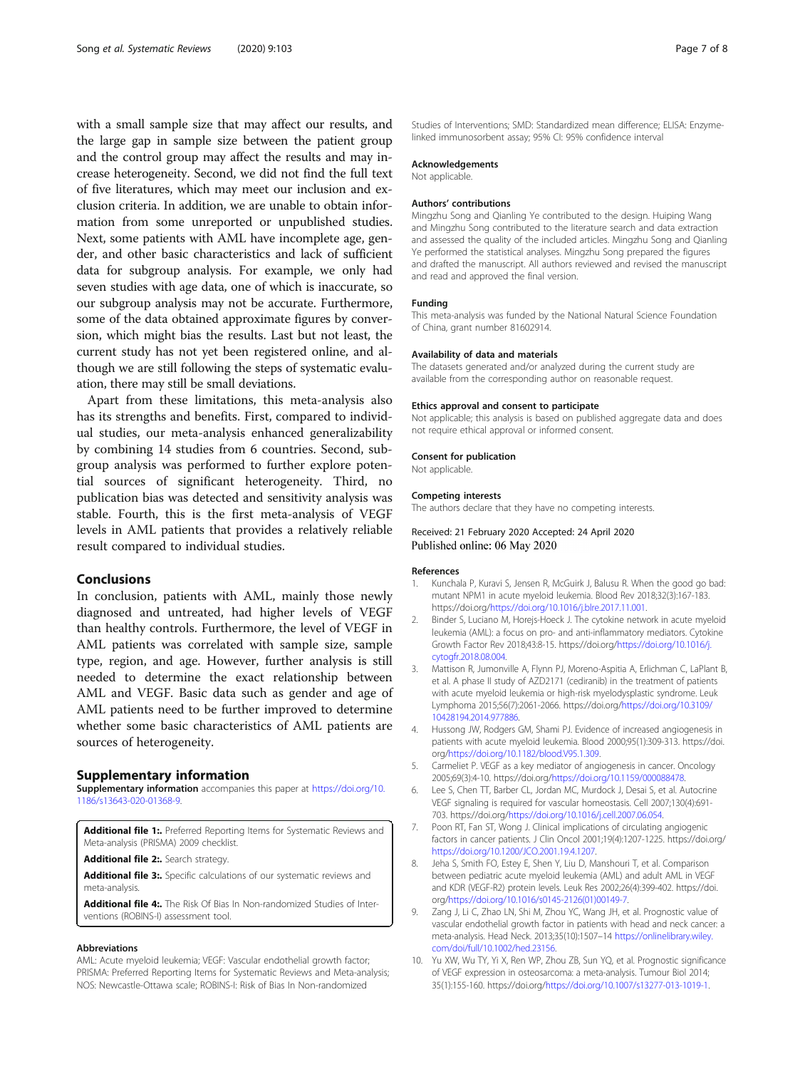with a small sample size that may affect our results, and the large gap in sample size between the patient group and the control group may affect the results and may increase heterogeneity. Second, we did not find the full text of five literatures, which may meet our inclusion and exclusion criteria. In addition, we are unable to obtain information from some unreported or unpublished studies. Next, some patients with AML have incomplete age, gender, and other basic characteristics and lack of sufficient data for subgroup analysis. For example, we only had seven studies with age data, one of which is inaccurate, so our subgroup analysis may not be accurate. Furthermore, some of the data obtained approximate figures by conversion, which might bias the results. Last but not least, the current study has not yet been registered online, and although we are still following the steps of systematic evaluation, there may still be small deviations.

Apart from these limitations, this meta-analysis also has its strengths and benefits. First, compared to individual studies, our meta-analysis enhanced generalizability by combining 14 studies from 6 countries. Second, subgroup analysis was performed to further explore potential sources of significant heterogeneity. Third, no publication bias was detected and sensitivity analysis was stable. Fourth, this is the first meta-analysis of VEGF levels in AML patients that provides a relatively reliable result compared to individual studies.

## Conclusions

In conclusion, patients with AML, mainly those newly diagnosed and untreated, had higher levels of VEGF than healthy controls. Furthermore, the level of VEGF in AML patients was correlated with sample size, sample type, region, and age. However, further analysis is still needed to determine the exact relationship between AML and VEGF. Basic data such as gender and age of AML patients need to be further improved to determine whether some basic characteristics of AML patients are sources of heterogeneity.

## Supplementary information

**Supplementary information** accompanies this paper at https://doi.org/10.1186/s13643-020-01368-9.

**Additional file 1:.** Preferred Reporting Items for Systematic Reviews and Meta-analysis (PRISMA) 2009 checklist.

**Additional file 2:.** Search strategy.

**Additional file 3:.** Specific calculations of our systematic reviews and meta-analysis.

**Additional file 4:.** The Risk Of Bias In Non-randomized Studies of Interventions (ROBINS-I) assessment tool.

#### Abbreviations

AML: Acute myeloid leukemia; VEGF: Vascular endothelial growth factor; PRISMA: Preferred Reporting Items for Systematic Reviews and Meta-analysis; NOS: Newcastle-Ottawa scale; ROBINS-I: Risk of Bias In Non-randomized Studies of Interventions; SMD: Standardized mean difference; ELISA: Enzyme-linked immunosorbent assay; 95% CI: 95% confidence interval

#### Acknowledgements

Not applicable.

#### Authors' contributions

Mingzhu Song and Qianling Ye contributed to the design. Huiping Wang and Mingzhu Song contributed to the literature search and data extraction and assessed the quality of the included articles. Mingzhu Song and Qianling Ye performed the statistical analyses. Mingzhu Song prepared the figures and drafted the manuscript. All authors reviewed and revised the manuscript and read and approved the final version.

#### Funding

This meta-analysis was funded by the National Natural Science Foundation of China, grant number 81602914.

#### Availability of data and materials

The datasets generated and/or analyzed during the current study are available from the corresponding author on reasonable request.

#### Ethics approval and consent to participate

Not applicable; this analysis is based on published aggregate data and does not require ethical approval or informed consent.

#### Consent for publication

Not applicable.

#### Competing interests

The authors declare that they have no competing interests.

Received: 21 February 2020 Accepted: 24 April 2020
Published online: 06 May 2020

#### References

1. Kunchala P, Kuravi S, Jensen R, McGuirk J, Balusu R. When the good go bad: mutant NPM1 in acute myeloid leukemia. Blood Rev 2018;32(3):167-183. https://doi.org/https://doi.org/10.1016/j.blre.2017.11.001.
2. Binder S, Luciano M, Horejs-Hoeck J. The cytokine network in acute myeloid leukemia (AML): a focus on pro- and anti-inflammatory mediators. Cytokine Growth Factor Rev 2018;43:8-15. https://doi.org/https://doi.org/10.1016/j.cytogfr.2018.08.004.
3. Mattison R, Jumonville A, Flynn PJ, Moreno-Aspitia A, Erlichman C, LaPlant B, et al. A phase II study of AZD2171 (cediranib) in the treatment of patients with acute myeloid leukemia or high-risk myelodysplastic syndrome. Leuk Lymphoma 2015;56(7):2061-2066. https://doi.org/https://doi.org/10.3109/10428194.2014.977886.
4. Hussong JW, Rodgers GM, Shami PJ. Evidence of increased angiogenesis in patients with acute myeloid leukemia. Blood 2000;95(1):309-313. https://doi.org/https://doi.org/10.1182/blood.V95.1.309.
5. Carmeliet P. VEGF as a key mediator of angiogenesis in cancer. Oncology 2005;69(3):4-10. https://doi.org/https://doi.org/10.1159/000088478.
6. Lee S, Chen TT, Barber CL, Jordan MC, Murdock J, Desai S, et al. Autocrine VEGF signaling is required for vascular homeostasis. Cell 2007;130(4):691-703. https://doi.org/https://doi.org/10.1016/j.cell.2007.06.054.
7. Poon RT, Fan ST, Wong J. Clinical implications of circulating angiogenic factors in cancer patients. J Clin Oncol 2001;19(4):1207-1225. https://doi.org/https://doi.org/10.1200/JCO.2001.19.4.1207.
8. Jeha S, Smith FO, Estey E, Shen Y, Liu D, Manshouri T, et al. Comparison between pediatric acute myeloid leukemia (AML) and adult AML in VEGF and KDR (VEGF-R2) protein levels. Leuk Res 2002;26(4):399-402. https://doi.org/https://doi.org/10.1016/s0145-2126(01)00149-7.
9. Zang J, Li C, Zhao LN, Shi M, Zhou YC, Wang JH, et al. Prognostic value of vascular endothelial growth factor in patients with head and neck cancer: a meta-analysis. Head Neck. 2013;35(10):1507–14 https://onlinelibrary.wiley.com/doi/full/10.1002/hed.23156.
10. Yu XW, Wu TY, Yi X, Ren WP, Zhou ZB, Sun YQ, et al. Prognostic significance of VEGF expression in osteosarcoma: a meta-analysis. Tumour Biol 2014;35(1):155-160. https://doi.org/https://doi.org/10.1007/s13277-013-1019-1.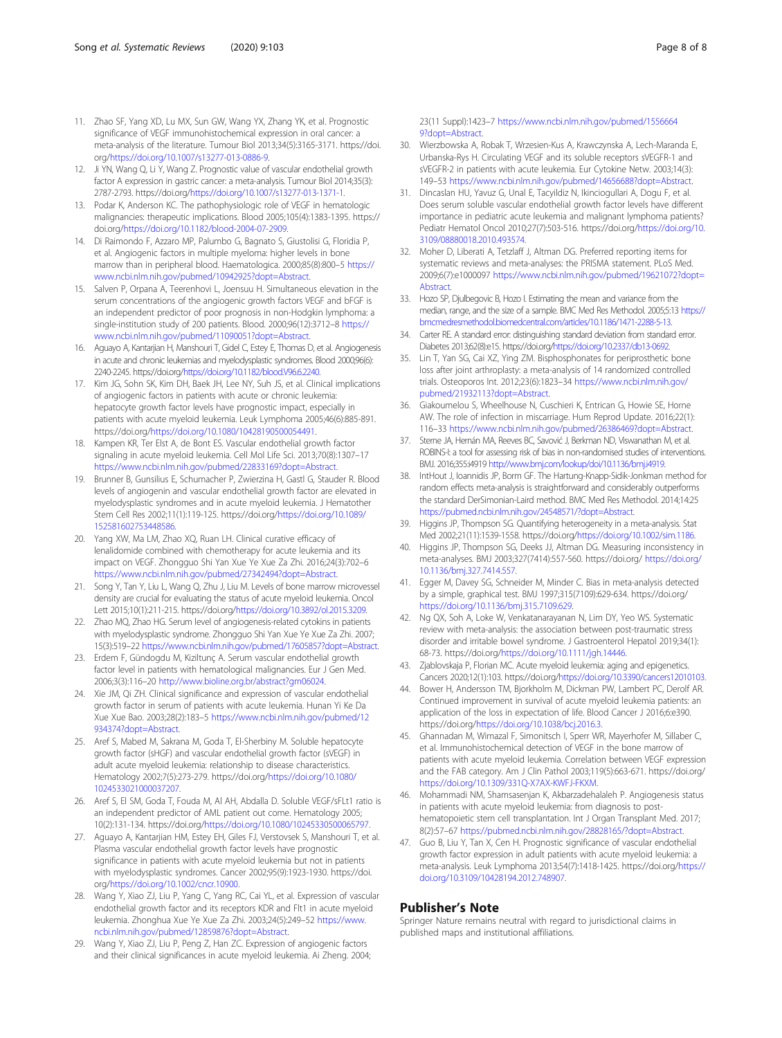11. Zhao SF, Yang XD, Lu MX, Sun GW, Wang YX, Zhang YK, et al. Prognostic significance of VEGF immunohistochemical expression in oral cancer: a meta-analysis of the literature. Tumour Biol 2013;34(5):3165-3171. https://doi.org/https://doi.org/10.1007/s13277-013-0886-9.
12. Ji YN, Wang Q, Li Y, Wang Z. Prognostic value of vascular endothelial growth factor A expression in gastric cancer: a meta-analysis. Tumour Biol 2014;35(3): 2787-2793. https://doi.org/https://doi.org/10.1007/s13277-013-1371-1.
13. Podar K, Anderson KC. The pathophysiologic role of VEGF in hematologic malignancies: therapeutic implications. Blood 2005;105(4):1383-1395. https://doi.org/https://doi.org/10.1182/blood-2004-07-2909.
14. Di Raimondo F, Azzaro MP, Palumbo G, Bagnato S, Giustolisi G, Floridia P, et al. Angiogenic factors in multiple myeloma: higher levels in bone marrow than in peripheral blood. Haematologica. 2000;85(8):800–5 https://www.ncbi.nlm.nih.gov/pubmed/10942925?dopt=Abstract.
15. Salven P, Orpana A, Teerenhovi L, Joensuu H. Simultaneous elevation in the serum concentrations of the angiogenic growth factors VEGF and bFGF is an independent predictor of poor prognosis in non-Hodgkin lymphoma: a single-institution study of 200 patients. Blood. 2000;96(12):3712–8 https://www.ncbi.nlm.nih.gov/pubmed/11090051?dopt=Abstract.
16. Aguayo A, Kantarjian H, Manshouri T, Gidel C, Estey E, Thomas D, et al. Angiogenesis in acute and chronic leukemias and myelodysplastic syndromes. Blood 2000;96(6): 2240-2245. https://doi.org/https://doi.org/10.1182/blood.V96.6.2240.
17. Kim JG, Sohn SK, Kim DH, Baek JH, Lee NY, Suh JS, et al. Clinical implications of angiogenic factors in patients with acute or chronic leukemia: hepatocyte growth factor levels have prognostic impact, especially in patients with acute myeloid leukemia. Leuk Lymphoma 2005;46(6):885-891. https://doi.org/https://doi.org/10.1080/10428190500054491.
18. Kampen KR, Ter Elst A, de Bont ES. Vascular endothelial growth factor signaling in acute myeloid leukemia. Cell Mol Life Sci. 2013;70(8):1307–17 https://www.ncbi.nlm.nih.gov/pubmed/22833169?dopt=Abstract.
19. Brunner B, Gunsilius E, Schumacher P, Zwierzina H, Gastl G, Stauder R. Blood levels of angiogenin and vascular endothelial growth factor are elevated in myelodysplastic syndromes and in acute myeloid leukemia. J Hematother Stem Cell Res 2002;11(1):119-125. https://doi.org/https://doi.org/10.1089/152581602753448586.
20. Yang XW, Ma LM, Zhao XQ, Ruan LH. Clinical curative efficacy of lenalidomide combined with chemotherapy for acute leukemia and its impact on VEGF. Zhongguo Shi Yan Xue Ye Xue Za Zhi. 2016;24(3):702–6 https://www.ncbi.nlm.nih.gov/pubmed/27342494?dopt=Abstract.
21. Song Y, Tan Y, Liu L, Wang Q, Zhu J, Liu M. Levels of bone marrow microvessel density are crucial for evaluating the status of acute myeloid leukemia. Oncol Lett 2015;10(1):211-215. https://doi.org/https://doi.org/10.3892/ol.2015.3209.
22. Zhao MQ, Zhao HG. Serum level of angiogenesis-related cytokins in patients with myelodysplastic syndrome. Zhongguo Shi Yan Xue Ye Xue Za Zhi. 2007; 15(3):519–22 https://www.ncbi.nlm.nih.gov/pubmed/17605857?dopt=Abstract.
23. Erdem F, Gündogdu M, Kiziltunç A. Serum vascular endothelial growth factor level in patients with hematological malignancies. Eur J Gen Med. 2006;3(3):116–20 http://www.bioline.org.br/abstract?gm06024.
24. Xie JM, Qi ZH. Clinical significance and expression of vascular endothelial growth factor in serum of patients with acute leukemia. Hunan Yi Ke Da Xue Xue Bao. 2003;28(2):183–5 https://www.ncbi.nlm.nih.gov/pubmed/12934374?dopt=Abstract.
25. Aref S, Mabed M, Sakrana M, Goda T, El-Sherbiny M. Soluble hepatocyte growth factor (sHGF) and vascular endothelial growth factor (sVEGF) in adult acute myeloid leukemia: relationship to disease characteristics. Hematology 2002;7(5):273-279. https://doi.org/https://doi.org/10.1080/1024533021000037207.
26. Aref S, El SM, Goda T, Fouda M, Al AH, Abdalla D. Soluble VEGF/sFLt1 ratio is an independent predictor of AML patient out come. Hematology 2005; 10(2):131-134. https://doi.org/https://doi.org/10.1080/10245330500065797.
27. Aguayo A, Kantarjian HM, Estey EH, Giles FJ, Verstovsek S, Manshouri T, et al. Plasma vascular endothelial growth factor levels have prognostic significance in patients with acute myeloid leukemia but not in patients with myelodysplastic syndromes. Cancer 2002;95(9):1923-1930. https://doi.org/https://doi.org/10.1002/cncr.10900.
28. Wang Y, Xiao ZJ, Liu P, Yang C, Yang RC, Cai YL, et al. Expression of vascular endothelial growth factor and its receptors KDR and Flt1 in acute myeloid leukemia. Zhonghua Xue Ye Xue Za Zhi. 2003;24(5):249–52 https://www.ncbi.nlm.nih.gov/pubmed/12859876?dopt=Abstract.
29. Wang Y, Xiao ZJ, Liu P, Peng Z, Han ZC. Expression of angiogenic factors and their clinical significances in acute myeloid leukemia. Ai Zheng. 2004; 23(11 Suppl):1423–7 https://www.ncbi.nlm.nih.gov/pubmed/15566649?dopt=Abstract.
30. Wierzbowska A, Robak T, Wrzesien-Kus A, Krawczynska A, Lech-Maranda E, Urbanska-Rys H. Circulating VEGF and its soluble receptors sVEGFR-1 and sVEGFR-2 in patients with acute leukemia. Eur Cytokine Netw. 2003;14(3): 149–53 https://www.ncbi.nlm.nih.gov/pubmed/14656688?dopt=Abstract.
31. Dincaslan HU, Yavuz G, Unal E, Tacyildiz N, Ikinciogullari A, Dogu F, et al. Does serum soluble vascular endothelial growth factor levels have different importance in pediatric acute leukemia and malignant lymphoma patients? Pediatr Hematol Oncol 2010;27(7):503-516. https://doi.org/https://doi.org/10.3109/08880018.2010.493574.
32. Moher D, Liberati A, Tetzlaff J, Altman DG. Preferred reporting items for systematic reviews and meta-analyses: the PRISMA statement. PLoS Med. 2009;6(7):e1000097 https://www.ncbi.nlm.nih.gov/pubmed/19621072?dopt=Abstract.
33. Hozo SP, Djulbegovic B, Hozo I. Estimating the mean and variance from the median, range, and the size of a sample. BMC Med Res Methodol. 2005;5:13 https://bmcmedresmethodol.biomedcentral.com/articles/10.1186/1471-2288-5-13.
34. Carter RE. A standard error: distinguishing standard deviation from standard error. Diabetes 2013;62(8):e15. https://doi.org/https://doi.org/10.2337/db13-0692.
35. Lin T, Yan SG, Cai XZ, Ying ZM. Bisphosphonates for periprosthetic bone loss after joint arthroplasty: a meta-analysis of 14 randomized controlled trials. Osteoporos Int. 2012;23(6):1823–34 https://www.ncbi.nlm.nih.gov/pubmed/21932113?dopt=Abstract.
36. Giakoumelou S, Wheelhouse N, Cuschieri K, Entrican G, Howie SE, Horne AW. The role of infection in miscarriage. Hum Reprod Update. 2016;22(1): 116–33 https://www.ncbi.nlm.nih.gov/pubmed/26386469?dopt=Abstract.
37. Sterne JA, Hernán MA, Reeves BC, Savović J, Berkman ND, Viswanathan M, et al. ROBINS-I: a tool for assessing risk of bias in non-randomised studies of interventions. BMJ. 2016;355:i4919 http://www.bmj.com/lookup/doi/10.1136/bmj.i4919.
38. IntHout J, Ioannidis JP, Borm GF. The Hartung-Knapp-Sidik-Jonkman method for random effects meta-analysis is straightforward and considerably outperforms the standard DerSimonian-Laird method. BMC Med Res Methodol. 2014;14:25 https://pubmed.ncbi.nlm.nih.gov/24548571/?dopt=Abstract.
39. Higgins JP, Thompson SG. Quantifying heterogeneity in a meta-analysis. Stat Med 2002;21(11):1539-1558. https://doi.org/https://doi.org/10.1002/sim.1186.
40. Higgins JP, Thompson SG, Deeks JJ, Altman DG. Measuring inconsistency in meta-analyses. BMJ 2003;327(7414):557-560. https://doi.org/ https://doi.org/10.1136/bmj.327.7414.557.
41. Egger M, Davey SG, Schneider M, Minder C. Bias in meta-analysis detected by a simple, graphical test. BMJ 1997;315(7109):629-634. https://doi.org/https://doi.org/10.1136/bmj.315.7109.629.
42. Ng QX, Soh A, Loke W, Venkatanarayanan N, Lim DY, Yeo WS. Systematic review with meta-analysis: the association between post-traumatic stress disorder and irritable bowel syndrome. J Gastroenterol Hepatol 2019;34(1): 68-73. https://doi.org/https://doi.org/10.1111/jgh.14446.
43. Zjablovskaja P, Florian MC. Acute myeloid leukemia: aging and epigenetics. Cancers 2020;12(1):103. https://doi.org/https://doi.org/10.3390/cancers12010103.
44. Bower H, Andersson TM, Bjorkholm M, Dickman PW, Lambert PC, Derolf AR. Continued improvement in survival of acute myeloid leukemia patients: an application of the loss in expectation of life. Blood Cancer J 2016;6:e390. https://doi.org/https://doi.org/10.1038/bcj.2016.3.
45. Ghannadan M, Wimazal F, Simonitsch I, Sperr WR, Mayerhofer M, Sillaber C, et al. Immunohistochemical detection of VEGF in the bone marrow of patients with acute myeloid leukemia. Correlation between VEGF expression and the FAB category. Am J Clin Pathol 2003;119(5):663-671. https://doi.org/https://doi.org/10.1309/331Q-X7AX-KWFJ-FKXM.
46. Mohammadi NM, Shamsasenjan K, Akbarzadehalaleh P. Angiogenesis status in patients with acute myeloid leukemia: from diagnosis to post-hematopoietic stem cell transplantation. Int J Organ Transplant Med. 2017; 8(2):57–67 https://pubmed.ncbi.nlm.nih.gov/28828165/?dopt=Abstract.
47. Guo B, Liu Y, Tan X, Cen H. Prognostic significance of vascular endothelial growth factor expression in adult patients with acute myeloid leukemia: a meta-analysis. Leuk Lymphoma 2013;54(7):1418-1425. https://doi.org/https://doi.org/10.3109/10428194.2012.748907.

## Publisher's Note

Springer Nature remains neutral with regard to jurisdictional claims in published maps and institutional affiliations.